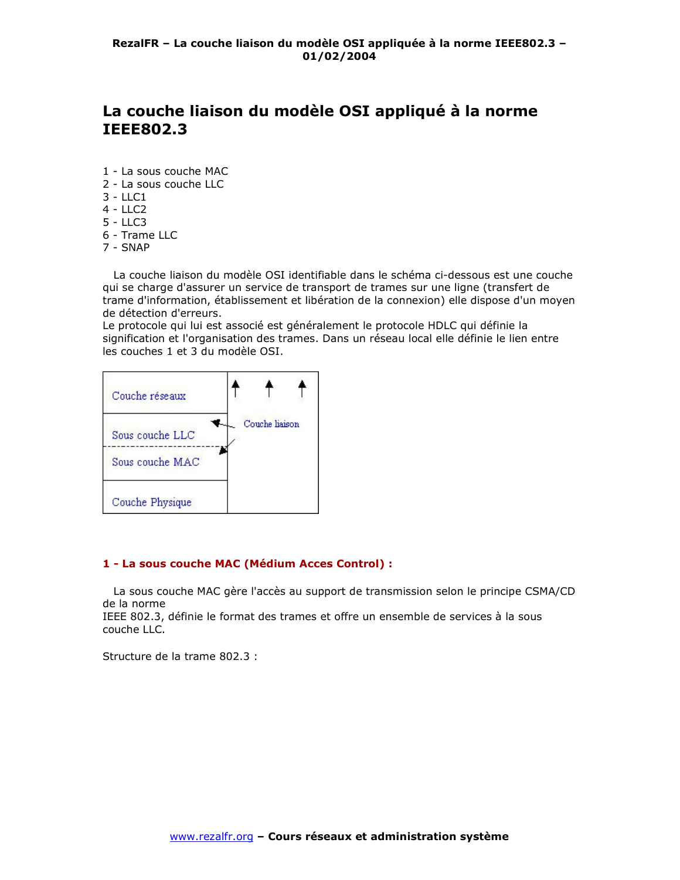# La couche liaison du modèle OSI appliqué à la norme IEEE802.3

1 - La sous couche MAC
2 - La sous couche LLC
3 - LLC1
4 - LLC2
5 - LLC3
6 - Trame LLC
7 - SNAP

La couche liaison du modèle OSI identifiable dans le schéma ci-dessous est une couche qui se charge d'assurer un service de transport de trames sur une ligne (transfert de trame d'information, établissement et libération de la connexion) elle dispose d'un moyen de détection d'erreurs.
Le protocole qui lui est associé est généralement le protocole HDLC qui définie la signification et l'organisation des trames. Dans un réseau local elle définie le lien entre les couches 1 et 3 du modèle OSI.

| | |
|---|---|
| Couche réseaux | |
| Sous couche LLC | Couche liaison |
| Sous couche MAC | |
| Couche Physique | |

## 1 - La sous couche MAC (Médium Acces Control) :

La sous couche MAC gère l'accès au support de transmission selon le principe CSMA/CD de la norme
IEEE 802.3, définie le format des trames et offre un ensemble de services à la sous couche LLC.

Structure de la trame 802.3 :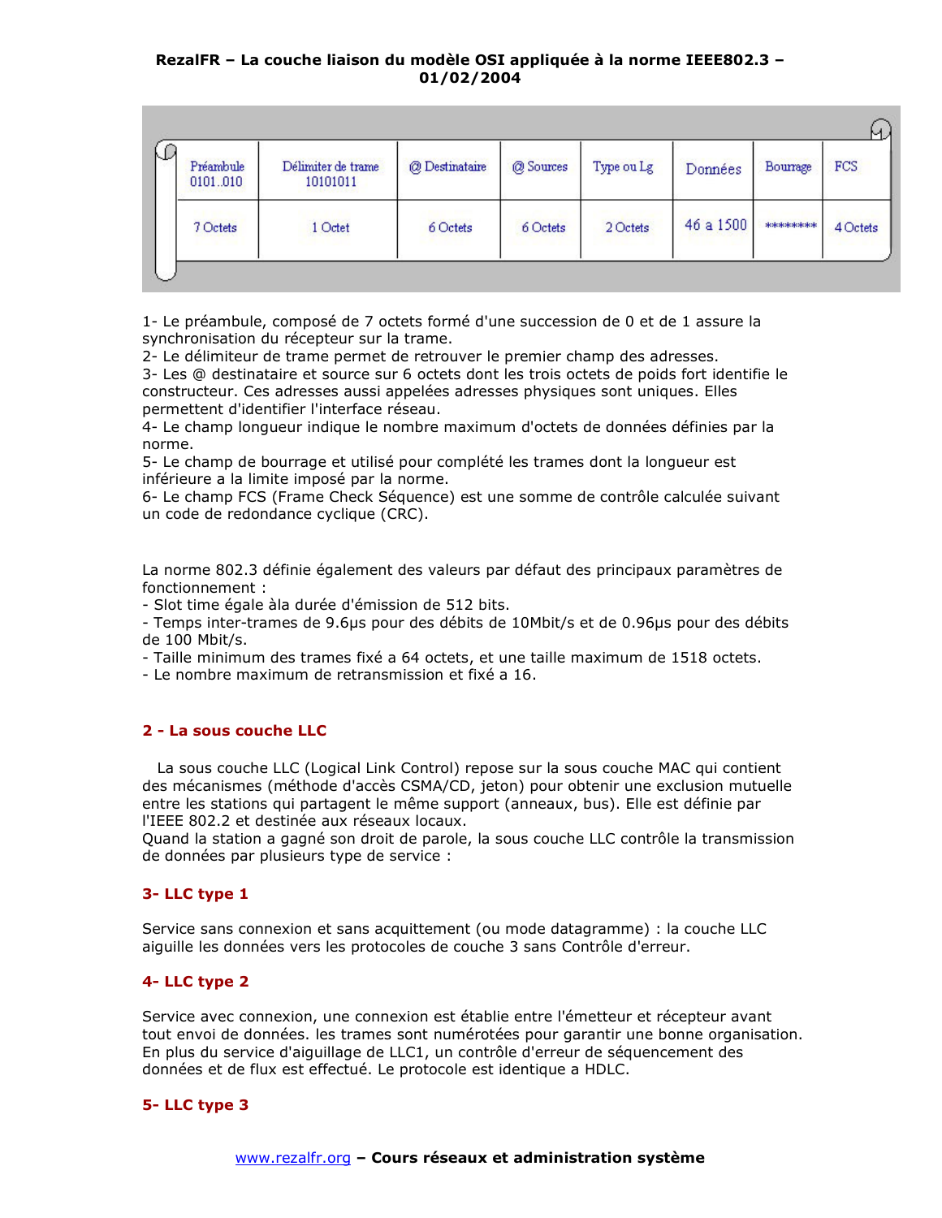| Préambule 0101..010 | Délimiter de trame 10101011 | @ Destinataire | @ Sources | Type ou Lg | Données | Bourrage | FCS |
|---|---|---|---|---|---|---|---|
| 7 Octets | 1 Octet | 6 Octets | 6 Octets | 2 Octets | 46 a 1500 | ******** | 4 Octets |

1- Le préambule, composé de 7 octets formé d'une succession de 0 et de 1 assure la synchronisation du récepteur sur la trame.
2- Le délimiteur de trame permet de retrouver le premier champ des adresses.
3- Les @ destinataire et source sur 6 octets dont les trois octets de poids fort identifie le constructeur. Ces adresses aussi appelées adresses physiques sont uniques. Elles permettent d'identifier l'interface réseau.
4- Le champ longueur indique le nombre maximum d'octets de données définies par la norme.
5- Le champ de bourrage et utilisé pour complété les trames dont la longueur est inférieure a la limite imposé par la norme.
6- Le champ FCS (Frame Check Séquence) est une somme de contrôle calculée suivant un code de redondance cyclique (CRC).

La norme 802.3 définie également des valeurs par défaut des principaux paramètres de fonctionnement :
- Slot time égale àla durée d'émission de 512 bits.
- Temps inter-trames de 9.6µs pour des débits de 10Mbit/s et de 0.96µs pour des débits de 100 Mbit/s.
- Taille minimum des trames fixé a 64 octets, et une taille maximum de 1518 octets.
- Le nombre maximum de retransmission et fixé a 16.

## 2 - La sous couche LLC

La sous couche LLC (Logical Link Control) repose sur la sous couche MAC qui contient des mécanismes (méthode d'accès CSMA/CD, jeton) pour obtenir une exclusion mutuelle entre les stations qui partagent le même support (anneaux, bus). Elle est définie par l'IEEE 802.2 et destinée aux réseaux locaux.
Quand la station a gagné son droit de parole, la sous couche LLC contrôle la transmission de données par plusieurs type de service :

### 3- LLC type 1

Service sans connexion et sans acquittement (ou mode datagramme) : la couche LLC aiguille les données vers les protocoles de couche 3 sans Contrôle d'erreur.

### 4- LLC type 2

Service avec connexion, une connexion est établie entre l'émetteur et récepteur avant tout envoi de données. les trames sont numérotées pour garantir une bonne organisation. En plus du service d'aiguillage de LLC1, un contrôle d'erreur de séquencement des données et de flux est effectué. Le protocole est identique a HDLC.

### 5- LLC type 3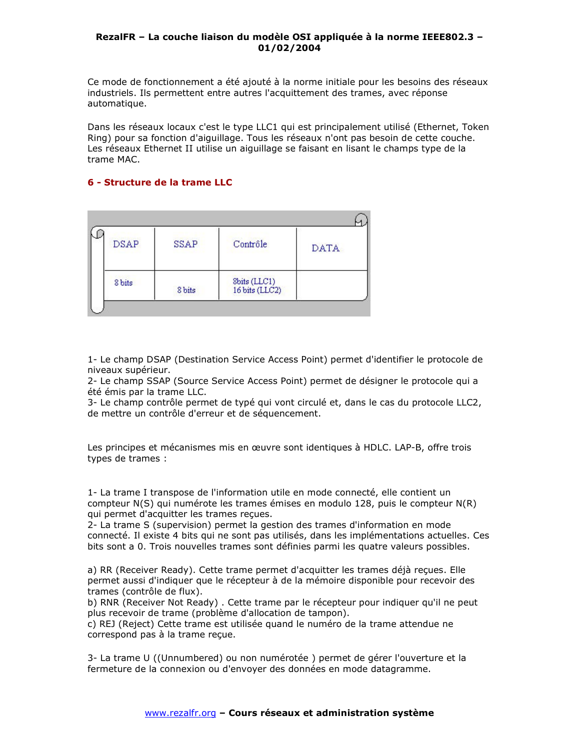Ce mode de fonctionnement a été ajouté à la norme initiale pour les besoins des réseaux industriels. Ils permettent entre autres l'acquittement des trames, avec réponse automatique.

Dans les réseaux locaux c'est le type LLC1 qui est principalement utilisé (Ethernet, Token Ring) pour sa fonction d'aiguillage. Tous les réseaux n'ont pas besoin de cette couche. Les réseaux Ethernet II utilise un aiguillage se faisant en lisant le champs type de la trame MAC.

## 6 - Structure de la trame LLC

| DSAP | SSAP | Contrôle | DATA |
|---|---|---|---|
| 8 bits | 8 bits | 8bits (LLC1)<br>16 bits (LLC2) | |

1- Le champ DSAP (Destination Service Access Point) permet d'identifier le protocole de niveaux supérieur.
2- Le champ SSAP (Source Service Access Point) permet de désigner le protocole qui a été émis par la trame LLC.
3- Le champ contrôle permet de typé qui vont circulé et, dans le cas du protocole LLC2, de mettre un contrôle d'erreur et de séquencement.

Les principes et mécanismes mis en œuvre sont identiques à HDLC. LAP-B, offre trois types de trames :

1- La trame I transpose de l'information utile en mode connecté, elle contient un compteur N(S) qui numérote les trames émises en modulo 128, puis le compteur N(R) qui permet d'acquitter les trames reçues.
2- La trame S (supervision) permet la gestion des trames d'information en mode connecté. Il existe 4 bits qui ne sont pas utilisés, dans les implémentations actuelles. Ces bits sont a 0. Trois nouvelles trames sont définies parmi les quatre valeurs possibles.

a) RR (Receiver Ready). Cette trame permet d'acquitter les trames déjà reçues. Elle permet aussi d'indiquer que le récepteur à de la mémoire disponible pour recevoir des trames (contrôle de flux).
b) RNR (Receiver Not Ready) . Cette trame par le récepteur pour indiquer qu'il ne peut plus recevoir de trame (problème d'allocation de tampon).
c) REJ (Reject) Cette trame est utilisée quand le numéro de la trame attendue ne correspond pas à la trame reçue.

3- La trame U ((Unnumbered) ou non numérotée ) permet de gérer l'ouverture et la fermeture de la connexion ou d'envoyer des données en mode datagramme.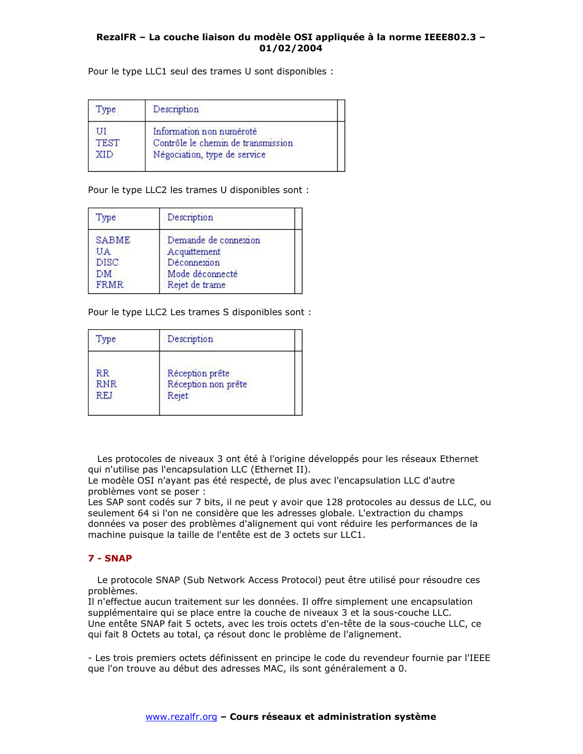Pour le type LLC1 seul des trames U sont disponibles :

| Type | Description |
|---|---|
| UI | Information non numéroté |
| TEST | Contrôle le chemin de transmission |
| XID | Négociation, type de service |

Pour le type LLC2 les trames U disponibles sont :

| Type | Description |
|---|---|
| SABME | Demande de connexion |
| UA | Acquittement |
| DISC | Déconnexion |
| DM | Mode déconnecté |
| FRMR | Rejet de trame |

Pour le type LLC2 Les trames S disponibles sont :

| Type | Description |
|---|---|
| RR | Réception prête |
| RNR | Réception non prête |
| REJ | Rejet |

Les protocoles de niveaux 3 ont été à l'origine développés pour les réseaux Ethernet qui n'utilise pas l'encapsulation LLC (Ethernet II).
Le modèle OSI n'ayant pas été respecté, de plus avec l'encapsulation LLC d'autre problèmes vont se poser :
Les SAP sont codés sur 7 bits, il ne peut y avoir que 128 protocoles au dessus de LLC, ou seulement 64 si l'on ne considère que les adresses globale. L'extraction du champs données va poser des problèmes d'alignement qui vont réduire les performances de la machine puisque la taille de l'entête est de 3 octets sur LLC1.

## 7 - SNAP

Le protocole SNAP (Sub Network Access Protocol) peut être utilisé pour résoudre ces problèmes.
Il n'effectue aucun traitement sur les données. Il offre simplement une encapsulation supplémentaire qui se place entre la couche de niveaux 3 et la sous-couche LLC.
Une entête SNAP fait 5 octets, avec les trois octets d'en-tête de la sous-couche LLC, ce qui fait 8 Octets au total, ça résout donc le problème de l'alignement.

- Les trois premiers octets définissent en principe le code du revendeur fournie par l'IEEE que l'on trouve au début des adresses MAC, ils sont généralement a 0.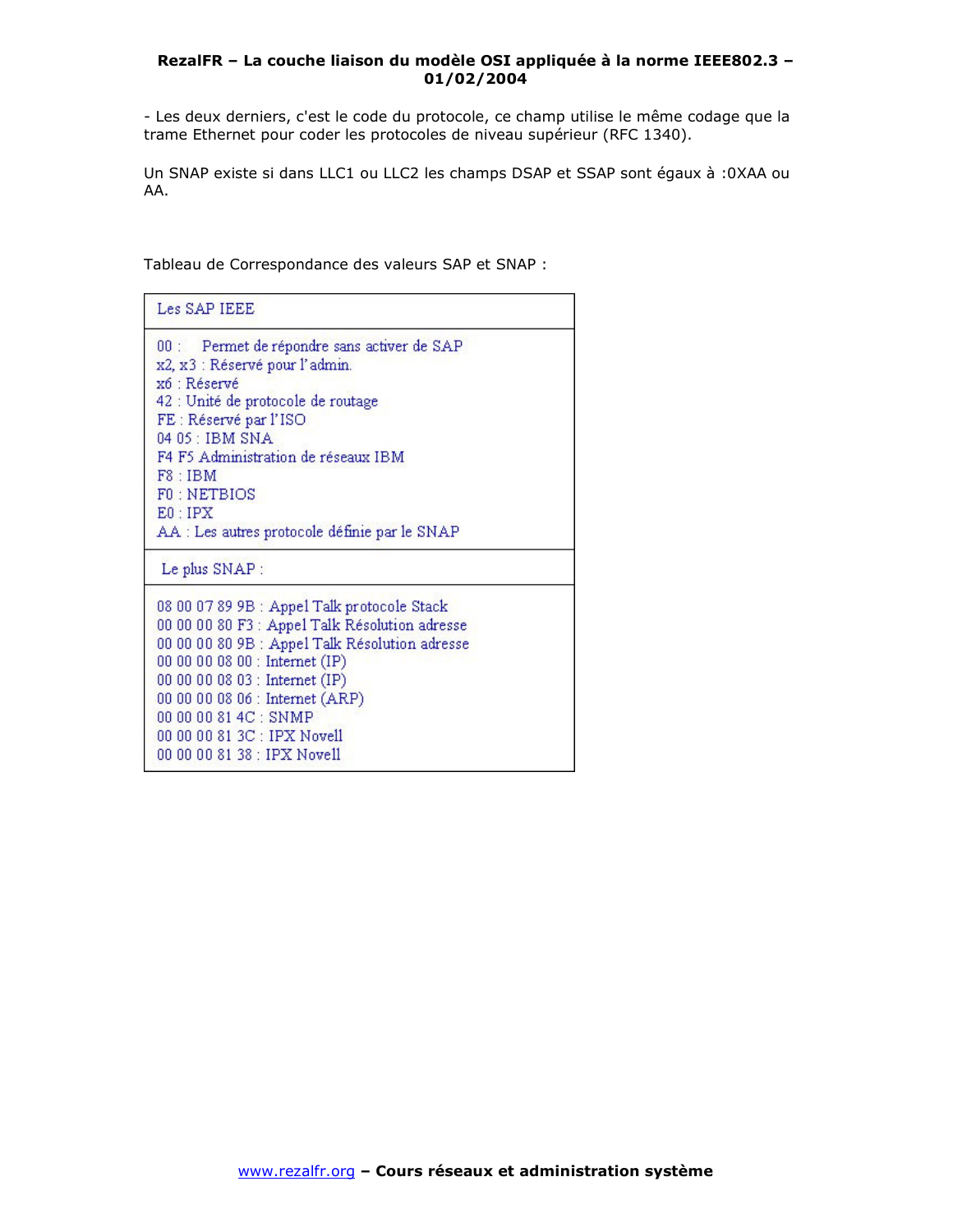- Les deux derniers, c'est le code du protocole, ce champ utilise le même codage que la trame Ethernet pour coder les protocoles de niveau supérieur (RFC 1340).

Un SNAP existe si dans LLC1 ou LLC2 les champs DSAP et SSAP sont égaux à :0XAA ou AA.

Tableau de Correspondance des valeurs SAP et SNAP :

| Les SAP IEEE |
|---|
| 00 : Permet de répondre sans activer de SAP<br>x2, x3 : Réservé pour l'admin.<br>x6 : Réservé<br>42 : Unité de protocole de routage<br>FE : Réservé par l'ISO<br>04 05 : IBM SNA<br>F4 F5 Administration de réseaux IBM<br>F8 : IBM<br>F0 : NETBIOS<br>E0 : IPX<br>AA : Les autres protocole définie par le SNAP |
| Le plus SNAP : |
| 08 00 07 89 9B : Appel Talk protocole Stack<br>00 00 00 80 F3 : Appel Talk Résolution adresse<br>00 00 00 80 9B : Appel Talk Résolution adresse<br>00 00 00 08 00 : Internet (IP)<br>00 00 00 08 03 : Internet (IP)<br>00 00 00 08 06 : Internet (ARP)<br>00 00 00 81 4C : SNMP<br>00 00 00 81 3C : IPX Novell<br>00 00 00 81 38 : IPX Novell |